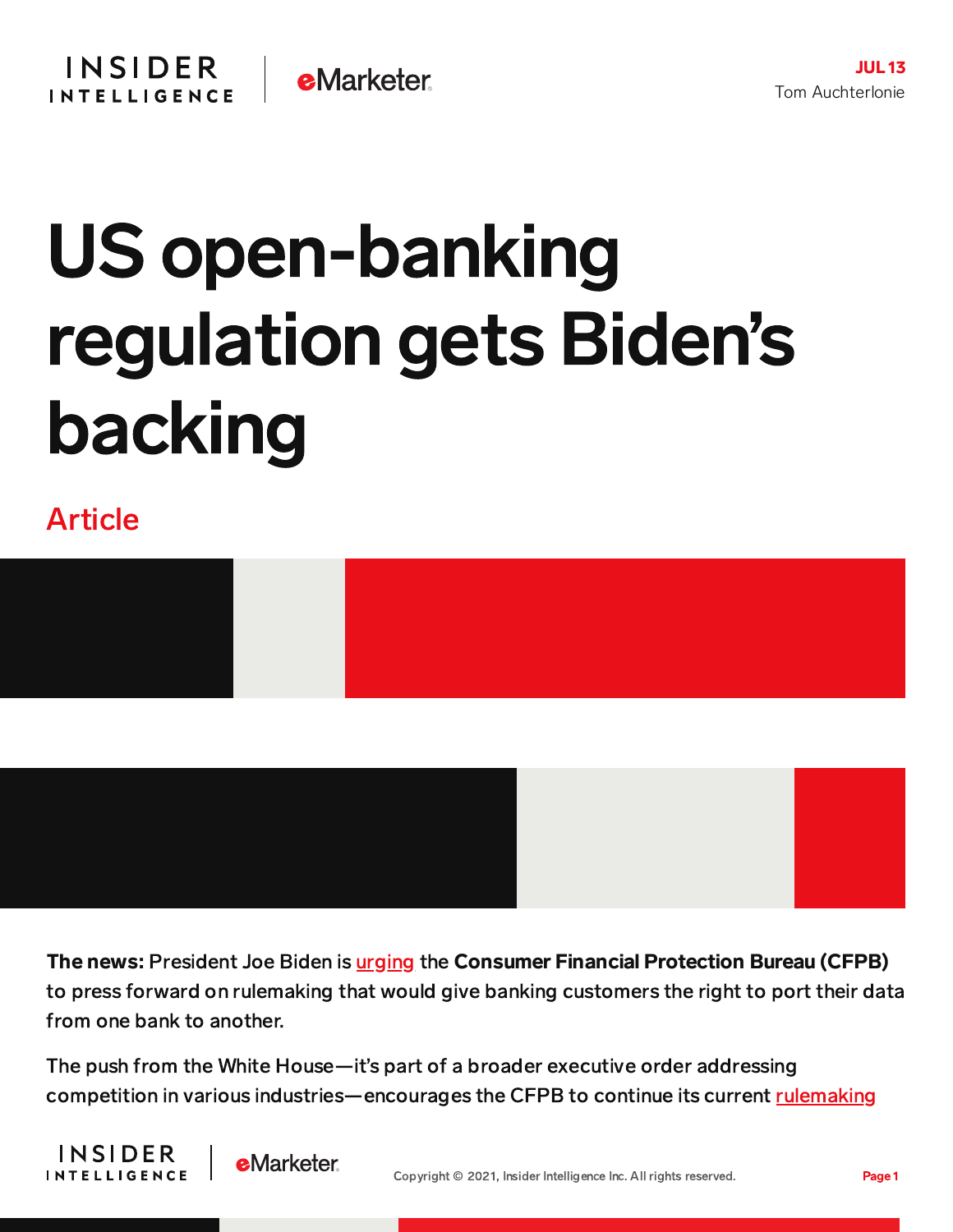JUL 13
Tom Auchterlonie

# US open-banking regulation gets Biden's backing

Article

**The news:** President Joe Biden is urging the **Consumer Financial Protection Bureau (CFPB)** to press forward on rulemaking that would give banking customers the right to port their data from one bank to another.

The push from the White House—it's part of a broader executive order addressing competition in various industries—encourages the CFPB to continue its current rulemaking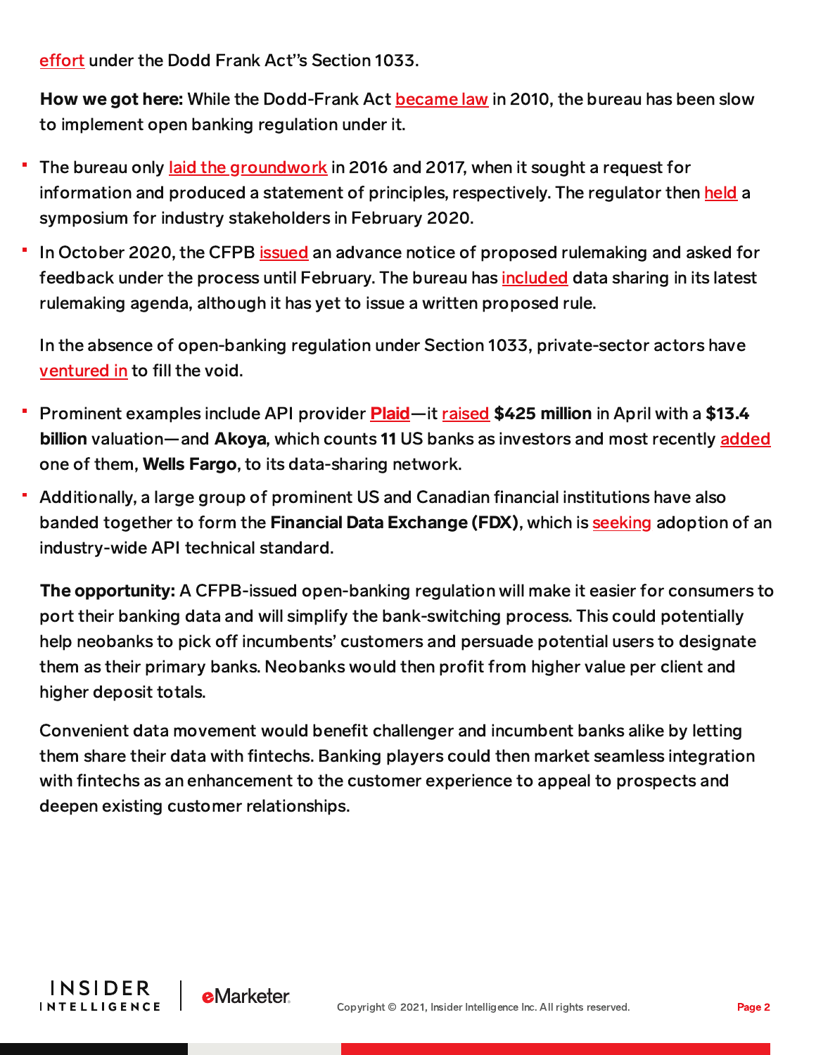effort under the Dodd Frank Act's Section 1033.

**How we got here:** While the Dodd-Frank Act became law in 2010, the bureau has been slow to implement open banking regulation under it.

- The bureau only laid the groundwork in 2016 and 2017, when it sought a request for information and produced a statement of principles, respectively. The regulator then held a symposium for industry stakeholders in February 2020.
- In October 2020, the CFPB issued an advance notice of proposed rulemaking and asked for feedback under the process until February. The bureau has included data sharing in its latest rulemaking agenda, although it has yet to issue a written proposed rule.

In the absence of open-banking regulation under Section 1033, private-sector actors have ventured in to fill the void.

- Prominent examples include API provider **Plaid**—it raised **$425 million** in April with a **$13.4 billion** valuation—and **Akoya**, which counts **11** US banks as investors and most recently added one of them, **Wells Fargo**, to its data-sharing network.
- Additionally, a large group of prominent US and Canadian financial institutions have also banded together to form the **Financial Data Exchange (FDX)**, which is seeking adoption of an industry-wide API technical standard.

**The opportunity:** A CFPB-issued open-banking regulation will make it easier for consumers to port their banking data and will simplify the bank-switching process. This could potentially help neobanks to pick off incumbents' customers and persuade potential users to designate them as their primary banks. Neobanks would then profit from higher value per client and higher deposit totals.

Convenient data movement would benefit challenger and incumbent banks alike by letting them share their data with fintechs. Banking players could then market seamless integration with fintechs as an enhancement to the customer experience to appeal to prospects and deepen existing customer relationships.